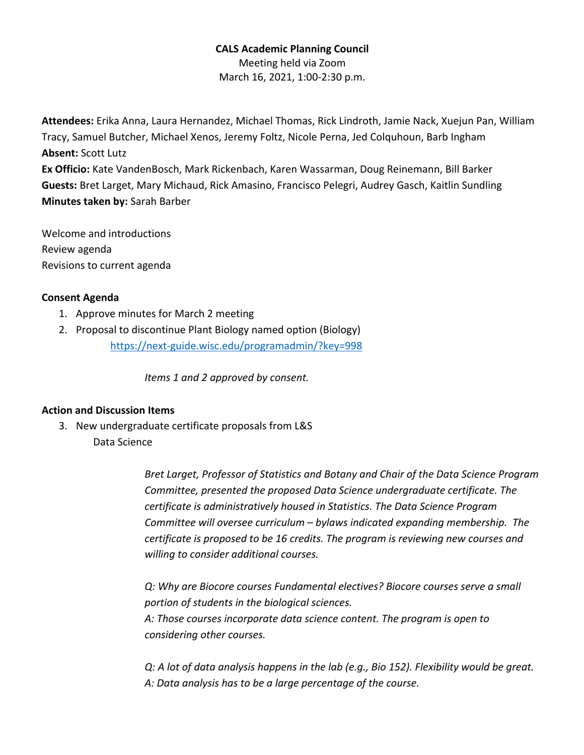**CALS Academic Planning Council**

Meeting held via Zoom

March 16, 2021, 1:00-2:30 p.m.

**Attendees:** Erika Anna, Laura Hernandez, Michael Thomas, Rick Lindroth, Jamie Nack, Xuejun Pan, William Tracy, Samuel Butcher, Michael Xenos, Jeremy Foltz, Nicole Perna, Jed Colquhoun, Barb Ingham
**Absent:** Scott Lutz
**Ex Officio:** Kate VandenBosch, Mark Rickenbach, Karen Wassarman, Doug Reinemann, Bill Barker
**Guests:** Bret Larget, Mary Michaud, Rick Amasino, Francisco Pelegri, Audrey Gasch, Kaitlin Sundling
**Minutes taken by:** Sarah Barber

Welcome and introductions
Review agenda
Revisions to current agenda

**Consent Agenda**

1. Approve minutes for March 2 meeting
2. Proposal to discontinue Plant Biology named option (Biology)
   https://next-guide.wisc.edu/programadmin/?key=998

   *Items 1 and 2 approved by consent.*

**Action and Discussion Items**

3. New undergraduate certificate proposals from L&S
   Data Science

   *Bret Larget, Professor of Statistics and Botany and Chair of the Data Science Program Committee, presented the proposed Data Science undergraduate certificate. The certificate is administratively housed in Statistics. The Data Science Program Committee will oversee curriculum – bylaws indicated expanding membership. The certificate is proposed to be 16 credits. The program is reviewing new courses and willing to consider additional courses.*

   *Q: Why are Biocore courses Fundamental electives? Biocore courses serve a small portion of students in the biological sciences.*
   *A: Those courses incorporate data science content. The program is open to considering other courses.*

   *Q: A lot of data analysis happens in the lab (e.g., Bio 152). Flexibility would be great.*
   *A: Data analysis has to be a large percentage of the course.*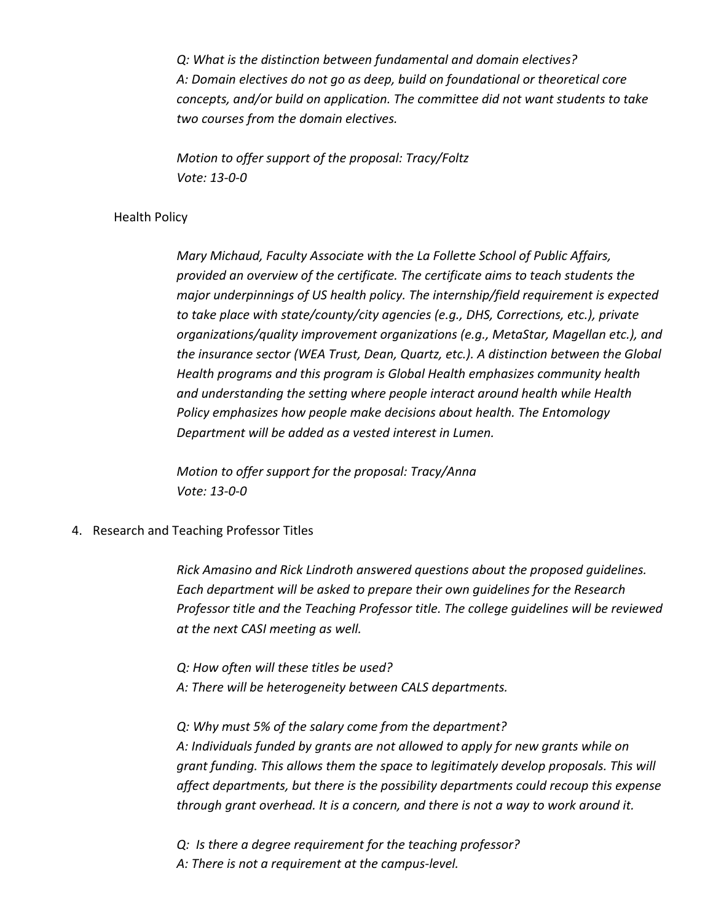*Q: What is the distinction between fundamental and domain electives?*
*A: Domain electives do not go as deep, build on foundational or theoretical core concepts, and/or build on application. The committee did not want students to take two courses from the domain electives.*

*Motion to offer support of the proposal: Tracy/Foltz*
*Vote: 13-0-0*

Health Policy

*Mary Michaud, Faculty Associate with the La Follette School of Public Affairs, provided an overview of the certificate. The certificate aims to teach students the major underpinnings of US health policy. The internship/field requirement is expected to take place with state/county/city agencies (e.g., DHS, Corrections, etc.), private organizations/quality improvement organizations (e.g., MetaStar, Magellan etc.), and the insurance sector (WEA Trust, Dean, Quartz, etc.). A distinction between the Global Health programs and this program is Global Health emphasizes community health and understanding the setting where people interact around health while Health Policy emphasizes how people make decisions about health. The Entomology Department will be added as a vested interest in Lumen.*

*Motion to offer support for the proposal: Tracy/Anna*
*Vote: 13-0-0*

4. Research and Teaching Professor Titles

*Rick Amasino and Rick Lindroth answered questions about the proposed guidelines. Each department will be asked to prepare their own guidelines for the Research Professor title and the Teaching Professor title. The college guidelines will be reviewed at the next CASI meeting as well.*

*Q: How often will these titles be used?*
*A: There will be heterogeneity between CALS departments.*

*Q: Why must 5% of the salary come from the department?*
*A: Individuals funded by grants are not allowed to apply for new grants while on grant funding. This allows them the space to legitimately develop proposals. This will affect departments, but there is the possibility departments could recoup this expense through grant overhead. It is a concern, and there is not a way to work around it.*

*Q: Is there a degree requirement for the teaching professor?*
*A: There is not a requirement at the campus-level.*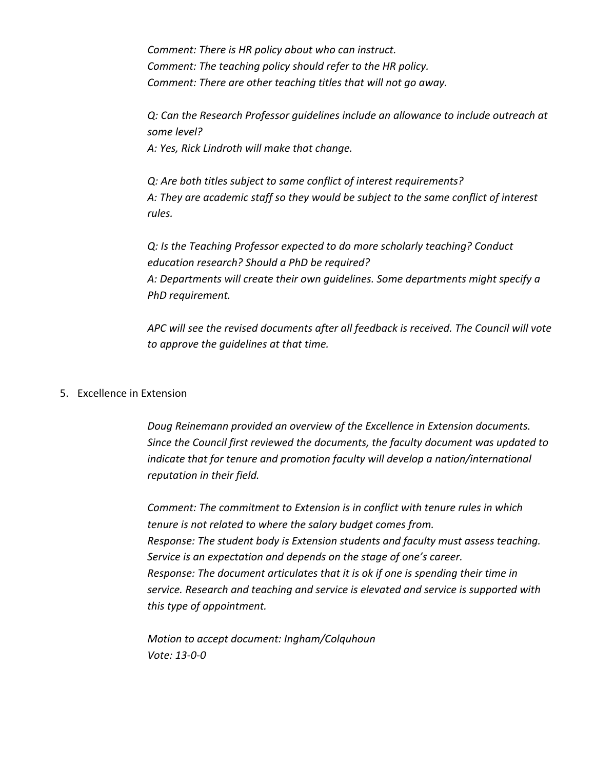*Comment: There is HR policy about who can instruct.*
*Comment: The teaching policy should refer to the HR policy.*
*Comment: There are other teaching titles that will not go away.*

*Q: Can the Research Professor guidelines include an allowance to include outreach at some level?*
*A: Yes, Rick Lindroth will make that change.*

*Q: Are both titles subject to same conflict of interest requirements?*
*A: They are academic staff so they would be subject to the same conflict of interest rules.*

*Q: Is the Teaching Professor expected to do more scholarly teaching? Conduct education research? Should a PhD be required?*
*A: Departments will create their own guidelines. Some departments might specify a PhD requirement.*

*APC will see the revised documents after all feedback is received. The Council will vote to approve the guidelines at that time.*

5. Excellence in Extension

*Doug Reinemann provided an overview of the Excellence in Extension documents. Since the Council first reviewed the documents, the faculty document was updated to indicate that for tenure and promotion faculty will develop a nation/international reputation in their field.*

*Comment: The commitment to Extension is in conflict with tenure rules in which tenure is not related to where the salary budget comes from.*
*Response: The student body is Extension students and faculty must assess teaching. Service is an expectation and depends on the stage of one's career.*
*Response: The document articulates that it is ok if one is spending their time in service. Research and teaching and service is elevated and service is supported with this type of appointment.*

*Motion to accept document: Ingham/Colquhoun*
*Vote: 13-0-0*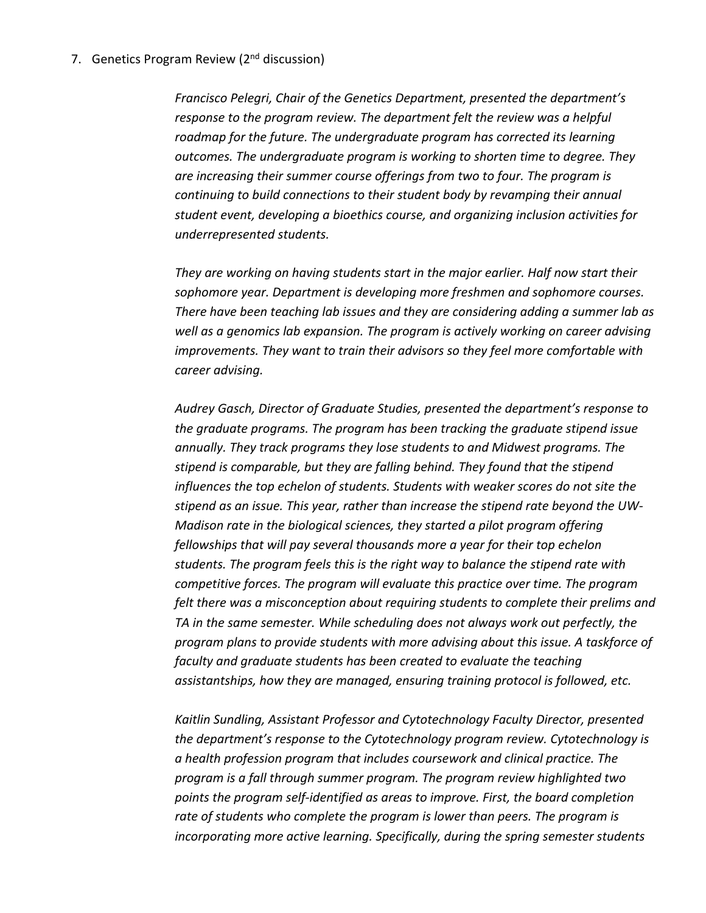7. Genetics Program Review (2nd discussion)

*Francisco Pelegri, Chair of the Genetics Department, presented the department's response to the program review. The department felt the review was a helpful roadmap for the future. The undergraduate program has corrected its learning outcomes. The undergraduate program is working to shorten time to degree. They are increasing their summer course offerings from two to four. The program is continuing to build connections to their student body by revamping their annual student event, developing a bioethics course, and organizing inclusion activities for underrepresented students.*

*They are working on having students start in the major earlier. Half now start their sophomore year. Department is developing more freshmen and sophomore courses. There have been teaching lab issues and they are considering adding a summer lab as well as a genomics lab expansion. The program is actively working on career advising improvements. They want to train their advisors so they feel more comfortable with career advising.*

*Audrey Gasch, Director of Graduate Studies, presented the department's response to the graduate programs. The program has been tracking the graduate stipend issue annually. They track programs they lose students to and Midwest programs. The stipend is comparable, but they are falling behind. They found that the stipend influences the top echelon of students. Students with weaker scores do not site the stipend as an issue. This year, rather than increase the stipend rate beyond the UW-Madison rate in the biological sciences, they started a pilot program offering fellowships that will pay several thousands more a year for their top echelon students. The program feels this is the right way to balance the stipend rate with competitive forces. The program will evaluate this practice over time. The program felt there was a misconception about requiring students to complete their prelims and TA in the same semester. While scheduling does not always work out perfectly, the program plans to provide students with more advising about this issue. A taskforce of faculty and graduate students has been created to evaluate the teaching assistantships, how they are managed, ensuring training protocol is followed, etc.*

*Kaitlin Sundling, Assistant Professor and Cytotechnology Faculty Director, presented the department's response to the Cytotechnology program review. Cytotechnology is a health profession program that includes coursework and clinical practice. The program is a fall through summer program. The program review highlighted two points the program self-identified as areas to improve. First, the board completion rate of students who complete the program is lower than peers. The program is incorporating more active learning. Specifically, during the spring semester students*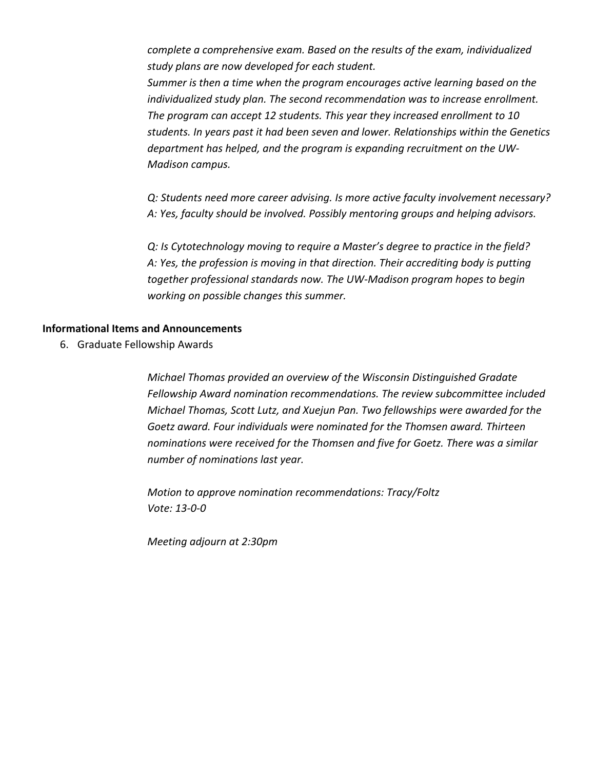*complete a comprehensive exam. Based on the results of the exam, individualized study plans are now developed for each student.*

*Summer is then a time when the program encourages active learning based on the individualized study plan. The second recommendation was to increase enrollment. The program can accept 12 students. This year they increased enrollment to 10 students. In years past it had been seven and lower. Relationships within the Genetics department has helped, and the program is expanding recruitment on the UW-Madison campus.*

*Q: Students need more career advising. Is more active faculty involvement necessary?*
*A: Yes, faculty should be involved. Possibly mentoring groups and helping advisors.*

*Q: Is Cytotechnology moving to require a Master's degree to practice in the field?*
*A: Yes, the profession is moving in that direction. Their accrediting body is putting together professional standards now. The UW-Madison program hopes to begin working on possible changes this summer.*

**Informational Items and Announcements**

6. Graduate Fellowship Awards

*Michael Thomas provided an overview of the Wisconsin Distinguished Gradate Fellowship Award nomination recommendations. The review subcommittee included Michael Thomas, Scott Lutz, and Xuejun Pan. Two fellowships were awarded for the Goetz award. Four individuals were nominated for the Thomsen award. Thirteen nominations were received for the Thomsen and five for Goetz. There was a similar number of nominations last year.*

*Motion to approve nomination recommendations: Tracy/Foltz*
*Vote: 13-0-0*

*Meeting adjourn at 2:30pm*